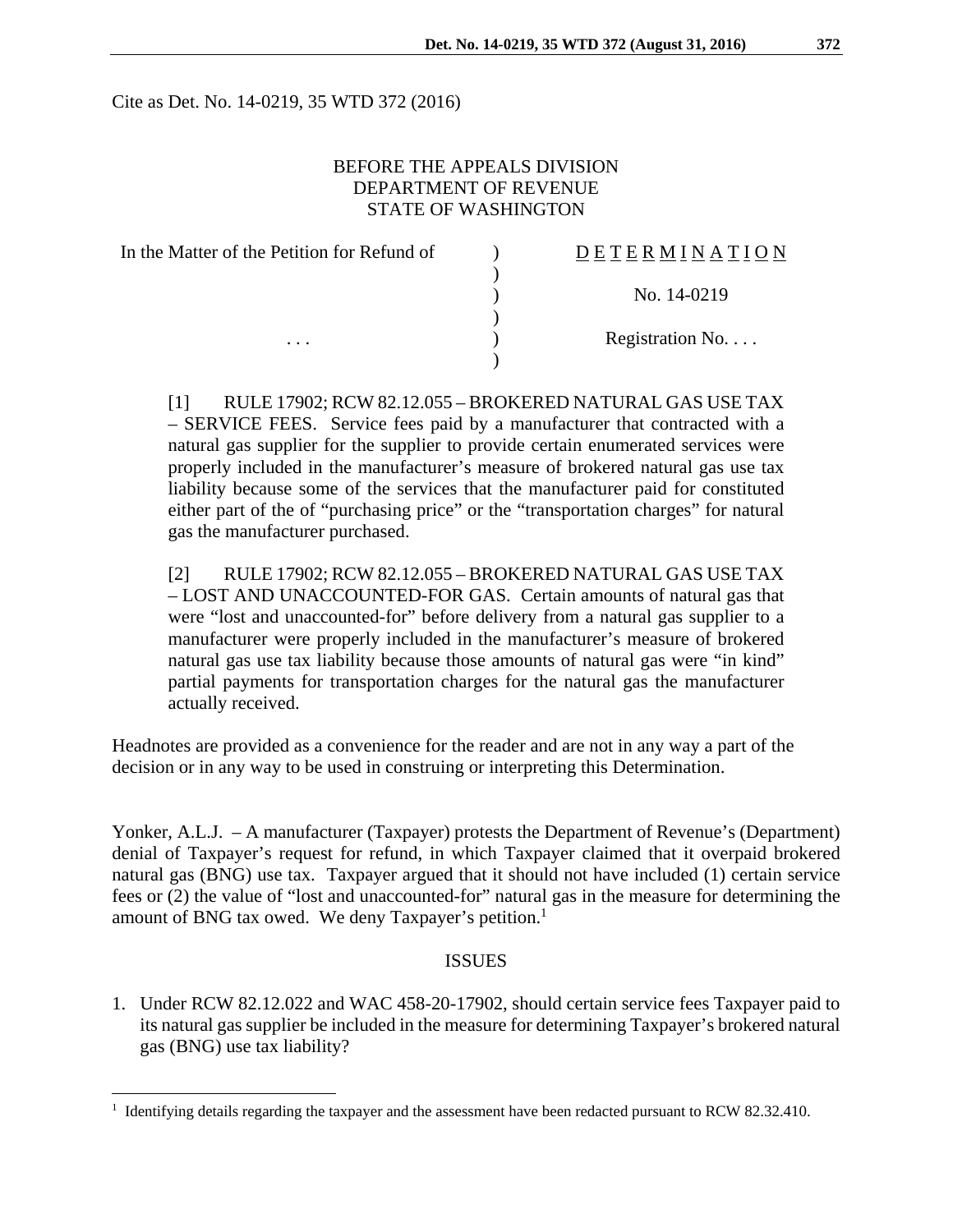Cite as Det. No. 14-0219, 35 WTD 372 (2016)

BEFORE THE APPEALS DIVISION
DEPARTMENT OF REVENUE
STATE OF WASHINGTON

| In the Matter of the Petition for Refund of | ) | D E T E R M I N A T I O N |
|---|---|---|
| | ) | |
| | ) | No. 14-0219 |
| | ) | |
| . . . | ) | Registration No. . . . |
| | ) | |

[1] RULE 17902; RCW 82.12.055 – BROKERED NATURAL GAS USE TAX – SERVICE FEES. Service fees paid by a manufacturer that contracted with a natural gas supplier for the supplier to provide certain enumerated services were properly included in the manufacturer's measure of brokered natural gas use tax liability because some of the services that the manufacturer paid for constituted either part of the of "purchasing price" or the "transportation charges" for natural gas the manufacturer purchased.

[2] RULE 17902; RCW 82.12.055 – BROKERED NATURAL GAS USE TAX – LOST AND UNACCOUNTED-FOR GAS. Certain amounts of natural gas that were "lost and unaccounted-for" before delivery from a natural gas supplier to a manufacturer were properly included in the manufacturer's measure of brokered natural gas use tax liability because those amounts of natural gas were "in kind" partial payments for transportation charges for the natural gas the manufacturer actually received.

Headnotes are provided as a convenience for the reader and are not in any way a part of the decision or in any way to be used in construing or interpreting this Determination.

Yonker, A.L.J. – A manufacturer (Taxpayer) protests the Department of Revenue's (Department) denial of Taxpayer's request for refund, in which Taxpayer claimed that it overpaid brokered natural gas (BNG) use tax. Taxpayer argued that it should not have included (1) certain service fees or (2) the value of "lost and unaccounted-for" natural gas in the measure for determining the amount of BNG tax owed. We deny Taxpayer's petition.[1]

## ISSUES

1. Under RCW 82.12.022 and WAC 458-20-17902, should certain service fees Taxpayer paid to its natural gas supplier be included in the measure for determining Taxpayer's brokered natural gas (BNG) use tax liability?

[1] Identifying details regarding the taxpayer and the assessment have been redacted pursuant to RCW 82.32.410.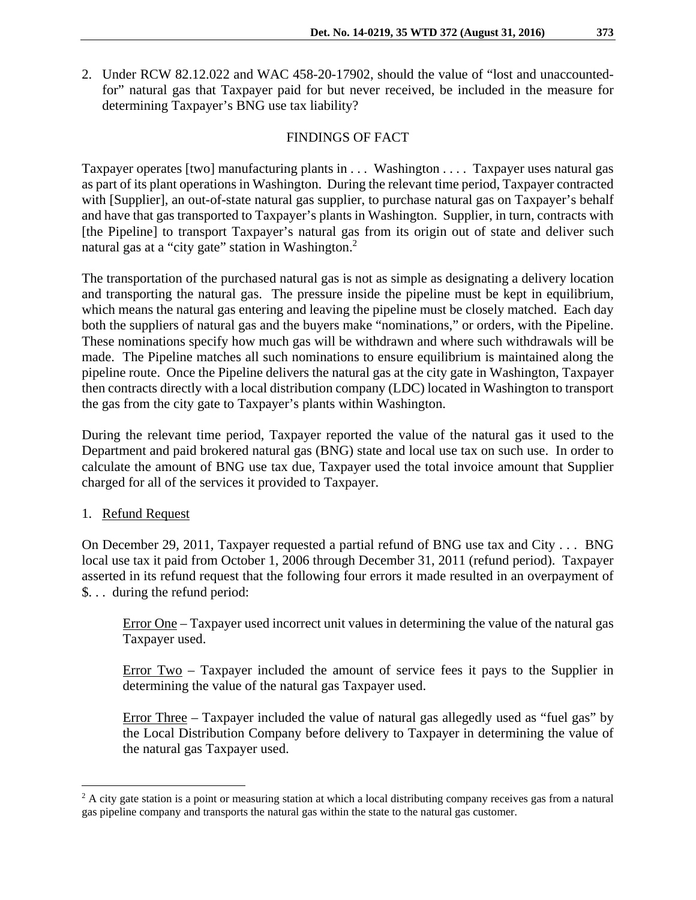2. Under RCW 82.12.022 and WAC 458-20-17902, should the value of "lost and unaccounted-for" natural gas that Taxpayer paid for but never received, be included in the measure for determining Taxpayer's BNG use tax liability?

## FINDINGS OF FACT

Taxpayer operates [two] manufacturing plants in . . . Washington . . . . Taxpayer uses natural gas as part of its plant operations in Washington. During the relevant time period, Taxpayer contracted with [Supplier], an out-of-state natural gas supplier, to purchase natural gas on Taxpayer's behalf and have that gas transported to Taxpayer's plants in Washington. Supplier, in turn, contracts with [the Pipeline] to transport Taxpayer's natural gas from its origin out of state and deliver such natural gas at a "city gate" station in Washington.[2]

The transportation of the purchased natural gas is not as simple as designating a delivery location and transporting the natural gas. The pressure inside the pipeline must be kept in equilibrium, which means the natural gas entering and leaving the pipeline must be closely matched. Each day both the suppliers of natural gas and the buyers make "nominations," or orders, with the Pipeline. These nominations specify how much gas will be withdrawn and where such withdrawals will be made. The Pipeline matches all such nominations to ensure equilibrium is maintained along the pipeline route. Once the Pipeline delivers the natural gas at the city gate in Washington, Taxpayer then contracts directly with a local distribution company (LDC) located in Washington to transport the gas from the city gate to Taxpayer's plants within Washington.

During the relevant time period, Taxpayer reported the value of the natural gas it used to the Department and paid brokered natural gas (BNG) state and local use tax on such use. In order to calculate the amount of BNG use tax due, Taxpayer used the total invoice amount that Supplier charged for all of the services it provided to Taxpayer.

1. <u>Refund Request</u>

On December 29, 2011, Taxpayer requested a partial refund of BNG use tax and City . . . BNG local use tax it paid from October 1, 2006 through December 31, 2011 (refund period). Taxpayer asserted in its refund request that the following four errors it made resulted in an overpayment of $. . . during the refund period:

> <u>Error One</u> – Taxpayer used incorrect unit values in determining the value of the natural gas Taxpayer used.
>
> <u>Error Two</u> – Taxpayer included the amount of service fees it pays to the Supplier in determining the value of the natural gas Taxpayer used.
>
> <u>Error Three</u> – Taxpayer included the value of natural gas allegedly used as "fuel gas" by the Local Distribution Company before delivery to Taxpayer in determining the value of the natural gas Taxpayer used.

[2] A city gate station is a point or measuring station at which a local distributing company receives gas from a natural gas pipeline company and transports the natural gas within the state to the natural gas customer.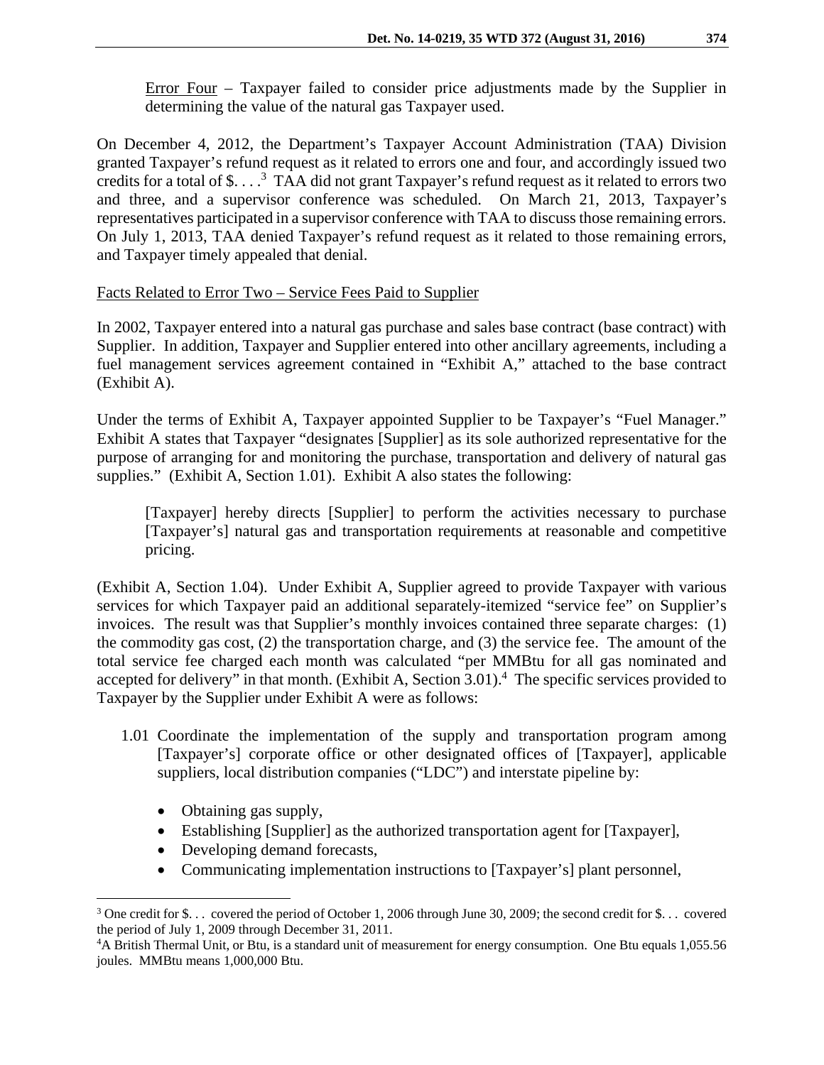Error Four – Taxpayer failed to consider price adjustments made by the Supplier in determining the value of the natural gas Taxpayer used.

On December 4, 2012, the Department's Taxpayer Account Administration (TAA) Division granted Taxpayer's refund request as it related to errors one and four, and accordingly issued two credits for a total of $. . . .[3] TAA did not grant Taxpayer's refund request as it related to errors two and three, and a supervisor conference was scheduled. On March 21, 2013, Taxpayer's representatives participated in a supervisor conference with TAA to discuss those remaining errors. On July 1, 2013, TAA denied Taxpayer's refund request as it related to those remaining errors, and Taxpayer timely appealed that denial.

Facts Related to Error Two – Service Fees Paid to Supplier

In 2002, Taxpayer entered into a natural gas purchase and sales base contract (base contract) with Supplier. In addition, Taxpayer and Supplier entered into other ancillary agreements, including a fuel management services agreement contained in "Exhibit A," attached to the base contract (Exhibit A).

Under the terms of Exhibit A, Taxpayer appointed Supplier to be Taxpayer's "Fuel Manager." Exhibit A states that Taxpayer "designates [Supplier] as its sole authorized representative for the purpose of arranging for and monitoring the purchase, transportation and delivery of natural gas supplies." (Exhibit A, Section 1.01). Exhibit A also states the following:

> [Taxpayer] hereby directs [Supplier] to perform the activities necessary to purchase [Taxpayer's] natural gas and transportation requirements at reasonable and competitive pricing.

(Exhibit A, Section 1.04). Under Exhibit A, Supplier agreed to provide Taxpayer with various services for which Taxpayer paid an additional separately-itemized "service fee" on Supplier's invoices. The result was that Supplier's monthly invoices contained three separate charges: (1) the commodity gas cost, (2) the transportation charge, and (3) the service fee. The amount of the total service fee charged each month was calculated "per MMBtu for all gas nominated and accepted for delivery" in that month. (Exhibit A, Section 3.01).[4] The specific services provided to Taxpayer by the Supplier under Exhibit A were as follows:

1.01 Coordinate the implementation of the supply and transportation program among [Taxpayer's] corporate office or other designated offices of [Taxpayer], applicable suppliers, local distribution companies ("LDC") and interstate pipeline by:

- Obtaining gas supply,
- Establishing [Supplier] as the authorized transportation agent for [Taxpayer],
- Developing demand forecasts,
- Communicating implementation instructions to [Taxpayer's] plant personnel,

---

[3] One credit for $. . . covered the period of October 1, 2006 through June 30, 2009; the second credit for $. . . covered the period of July 1, 2009 through December 31, 2011.

[4] A British Thermal Unit, or Btu, is a standard unit of measurement for energy consumption. One Btu equals 1,055.56 joules. MMBtu means 1,000,000 Btu.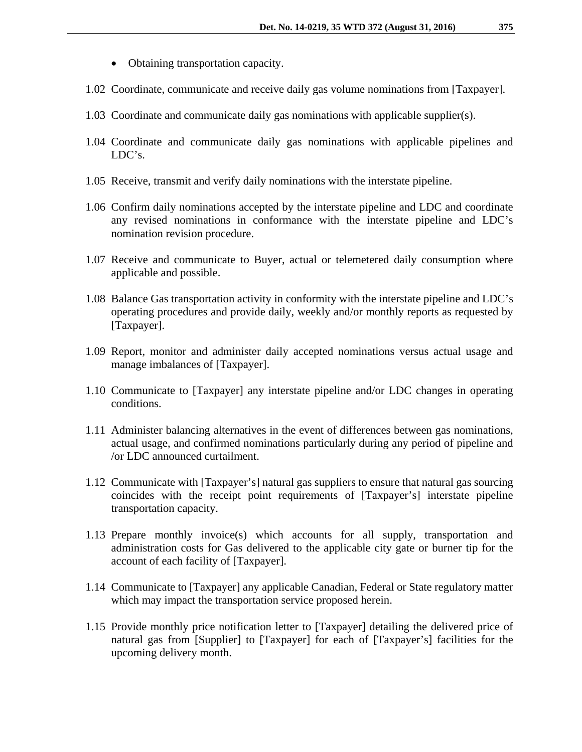- Obtaining transportation capacity.

1.02 Coordinate, communicate and receive daily gas volume nominations from [Taxpayer].

1.03 Coordinate and communicate daily gas nominations with applicable supplier(s).

1.04 Coordinate and communicate daily gas nominations with applicable pipelines and LDC's.

1.05 Receive, transmit and verify daily nominations with the interstate pipeline.

1.06 Confirm daily nominations accepted by the interstate pipeline and LDC and coordinate any revised nominations in conformance with the interstate pipeline and LDC's nomination revision procedure.

1.07 Receive and communicate to Buyer, actual or telemetered daily consumption where applicable and possible.

1.08 Balance Gas transportation activity in conformity with the interstate pipeline and LDC's operating procedures and provide daily, weekly and/or monthly reports as requested by [Taxpayer].

1.09 Report, monitor and administer daily accepted nominations versus actual usage and manage imbalances of [Taxpayer].

1.10 Communicate to [Taxpayer] any interstate pipeline and/or LDC changes in operating conditions.

1.11 Administer balancing alternatives in the event of differences between gas nominations, actual usage, and confirmed nominations particularly during any period of pipeline and /or LDC announced curtailment.

1.12 Communicate with [Taxpayer's] natural gas suppliers to ensure that natural gas sourcing coincides with the receipt point requirements of [Taxpayer's] interstate pipeline transportation capacity.

1.13 Prepare monthly invoice(s) which accounts for all supply, transportation and administration costs for Gas delivered to the applicable city gate or burner tip for the account of each facility of [Taxpayer].

1.14 Communicate to [Taxpayer] any applicable Canadian, Federal or State regulatory matter which may impact the transportation service proposed herein.

1.15 Provide monthly price notification letter to [Taxpayer] detailing the delivered price of natural gas from [Supplier] to [Taxpayer] for each of [Taxpayer's] facilities for the upcoming delivery month.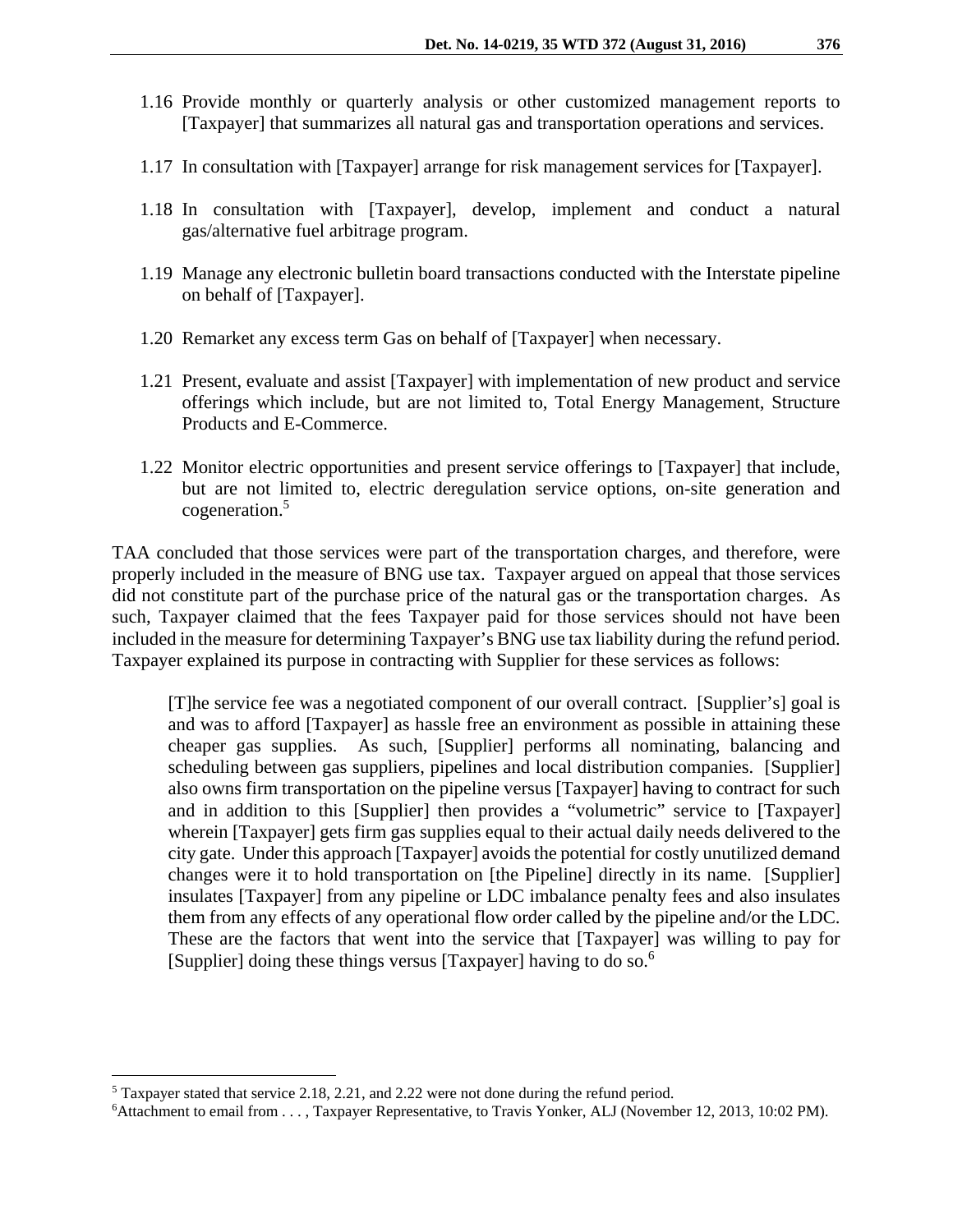1.16 Provide monthly or quarterly analysis or other customized management reports to [Taxpayer] that summarizes all natural gas and transportation operations and services.

1.17 In consultation with [Taxpayer] arrange for risk management services for [Taxpayer].

1.18 In consultation with [Taxpayer], develop, implement and conduct a natural gas/alternative fuel arbitrage program.

1.19 Manage any electronic bulletin board transactions conducted with the Interstate pipeline on behalf of [Taxpayer].

1.20 Remarket any excess term Gas on behalf of [Taxpayer] when necessary.

1.21 Present, evaluate and assist [Taxpayer] with implementation of new product and service offerings which include, but are not limited to, Total Energy Management, Structure Products and E-Commerce.

1.22 Monitor electric opportunities and present service offerings to [Taxpayer] that include, but are not limited to, electric deregulation service options, on-site generation and cogeneration.[5]

TAA concluded that those services were part of the transportation charges, and therefore, were properly included in the measure of BNG use tax. Taxpayer argued on appeal that those services did not constitute part of the purchase price of the natural gas or the transportation charges. As such, Taxpayer claimed that the fees Taxpayer paid for those services should not have been included in the measure for determining Taxpayer's BNG use tax liability during the refund period. Taxpayer explained its purpose in contracting with Supplier for these services as follows:

> [T]he service fee was a negotiated component of our overall contract. [Supplier's] goal is and was to afford [Taxpayer] as hassle free an environment as possible in attaining these cheaper gas supplies. As such, [Supplier] performs all nominating, balancing and scheduling between gas suppliers, pipelines and local distribution companies. [Supplier] also owns firm transportation on the pipeline versus [Taxpayer] having to contract for such and in addition to this [Supplier] then provides a "volumetric" service to [Taxpayer] wherein [Taxpayer] gets firm gas supplies equal to their actual daily needs delivered to the city gate. Under this approach [Taxpayer] avoids the potential for costly unutilized demand changes were it to hold transportation on [the Pipeline] directly in its name. [Supplier] insulates [Taxpayer] from any pipeline or LDC imbalance penalty fees and also insulates them from any effects of any operational flow order called by the pipeline and/or the LDC. These are the factors that went into the service that [Taxpayer] was willing to pay for [Supplier] doing these things versus [Taxpayer] having to do so.[6]

---

[5] Taxpayer stated that service 2.18, 2.21, and 2.22 were not done during the refund period.

[6] Attachment to email from . . . , Taxpayer Representative, to Travis Yonker, ALJ (November 12, 2013, 10:02 PM).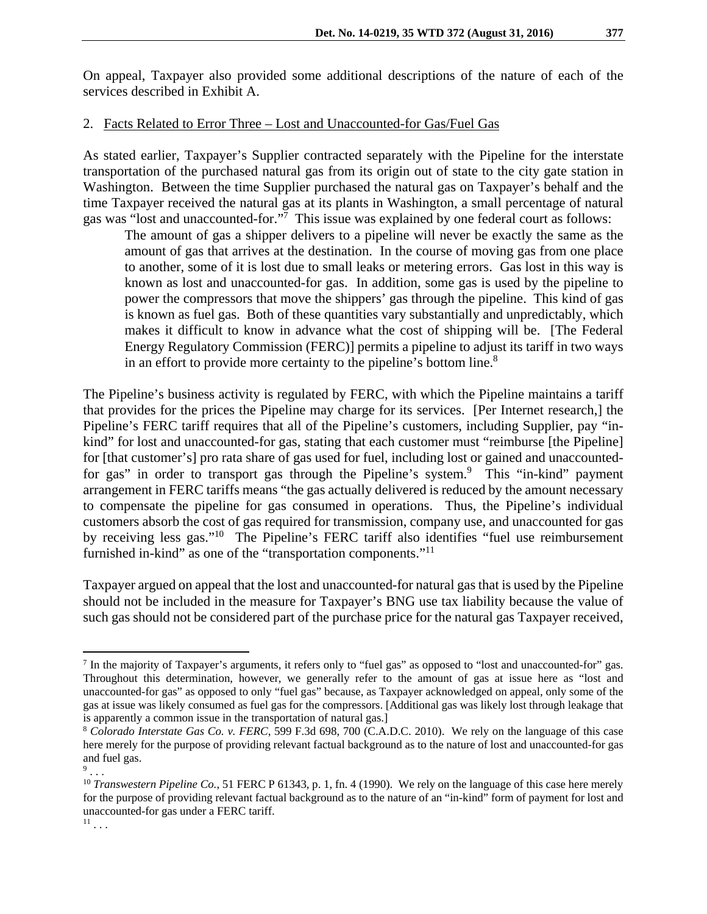On appeal, Taxpayer also provided some additional descriptions of the nature of each of the services described in Exhibit A.

2. Facts Related to Error Three – Lost and Unaccounted-for Gas/Fuel Gas

As stated earlier, Taxpayer's Supplier contracted separately with the Pipeline for the interstate transportation of the purchased natural gas from its origin out of state to the city gate station in Washington. Between the time Supplier purchased the natural gas on Taxpayer's behalf and the time Taxpayer received the natural gas at its plants in Washington, a small percentage of natural gas was "lost and unaccounted-for."[7] This issue was explained by one federal court as follows:

> The amount of gas a shipper delivers to a pipeline will never be exactly the same as the amount of gas that arrives at the destination. In the course of moving gas from one place to another, some of it is lost due to small leaks or metering errors. Gas lost in this way is known as lost and unaccounted-for gas. In addition, some gas is used by the pipeline to power the compressors that move the shippers' gas through the pipeline. This kind of gas is known as fuel gas. Both of these quantities vary substantially and unpredictably, which makes it difficult to know in advance what the cost of shipping will be. [The Federal Energy Regulatory Commission (FERC)] permits a pipeline to adjust its tariff in two ways in an effort to provide more certainty to the pipeline's bottom line.[8]

The Pipeline's business activity is regulated by FERC, with which the Pipeline maintains a tariff that provides for the prices the Pipeline may charge for its services. [Per Internet research,] the Pipeline's FERC tariff requires that all of the Pipeline's customers, including Supplier, pay "in-kind" for lost and unaccounted-for gas, stating that each customer must "reimburse [the Pipeline] for [that customer's] pro rata share of gas used for fuel, including lost or gained and unaccounted-for gas" in order to transport gas through the Pipeline's system.[9] This "in-kind" payment arrangement in FERC tariffs means "the gas actually delivered is reduced by the amount necessary to compensate the pipeline for gas consumed in operations. Thus, the Pipeline's individual customers absorb the cost of gas required for transmission, company use, and unaccounted for gas by receiving less gas."[10] The Pipeline's FERC tariff also identifies "fuel use reimbursement furnished in-kind" as one of the "transportation components."[11]

Taxpayer argued on appeal that the lost and unaccounted-for natural gas that is used by the Pipeline should not be included in the measure for Taxpayer's BNG use tax liability because the value of such gas should not be considered part of the purchase price for the natural gas Taxpayer received,

---

[7] In the majority of Taxpayer's arguments, it refers only to "fuel gas" as opposed to "lost and unaccounted-for" gas. Throughout this determination, however, we generally refer to the amount of gas at issue here as "lost and unaccounted-for gas" as opposed to only "fuel gas" because, as Taxpayer acknowledged on appeal, only some of the gas at issue was likely consumed as fuel gas for the compressors. [Additional gas was likely lost through leakage that is apparently a common issue in the transportation of natural gas.]

[8] *Colorado Interstate Gas Co. v. FERC*, 599 F.3d 698, 700 (C.A.D.C. 2010). We rely on the language of this case here merely for the purpose of providing relevant factual background as to the nature of lost and unaccounted-for gas and fuel gas.

[9] . . .

[10] *Transwestern Pipeline Co.*, 51 FERC P 61343, p. 1, fn. 4 (1990). We rely on the language of this case here merely for the purpose of providing relevant factual background as to the nature of an "in-kind" form of payment for lost and unaccounted-for gas under a FERC tariff.

[11] . . .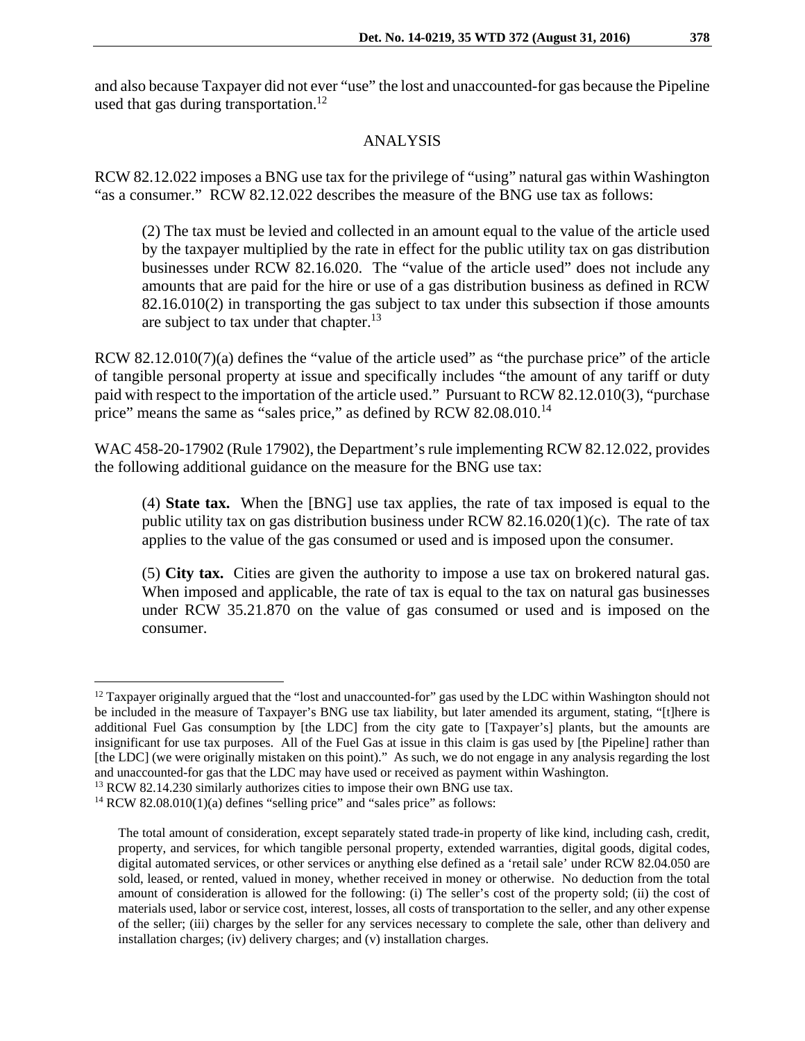and also because Taxpayer did not ever "use" the lost and unaccounted-for gas because the Pipeline used that gas during transportation.[12]

## ANALYSIS

RCW 82.12.022 imposes a BNG use tax for the privilege of "using" natural gas within Washington "as a consumer." RCW 82.12.022 describes the measure of the BNG use tax as follows:

> (2) The tax must be levied and collected in an amount equal to the value of the article used by the taxpayer multiplied by the rate in effect for the public utility tax on gas distribution businesses under RCW 82.16.020. The "value of the article used" does not include any amounts that are paid for the hire or use of a gas distribution business as defined in RCW 82.16.010(2) in transporting the gas subject to tax under this subsection if those amounts are subject to tax under that chapter.[13]

RCW 82.12.010(7)(a) defines the "value of the article used" as "the purchase price" of the article of tangible personal property at issue and specifically includes "the amount of any tariff or duty paid with respect to the importation of the article used." Pursuant to RCW 82.12.010(3), "purchase price" means the same as "sales price," as defined by RCW 82.08.010.[14]

WAC 458-20-17902 (Rule 17902), the Department's rule implementing RCW 82.12.022, provides the following additional guidance on the measure for the BNG use tax:

> (4) **State tax.** When the [BNG] use tax applies, the rate of tax imposed is equal to the public utility tax on gas distribution business under RCW 82.16.020(1)(c). The rate of tax applies to the value of the gas consumed or used and is imposed upon the consumer.
>
> (5) **City tax.** Cities are given the authority to impose a use tax on brokered natural gas. When imposed and applicable, the rate of tax is equal to the tax on natural gas businesses under RCW 35.21.870 on the value of gas consumed or used and is imposed on the consumer.

---

[12] Taxpayer originally argued that the "lost and unaccounted-for" gas used by the LDC within Washington should not be included in the measure of Taxpayer's BNG use tax liability, but later amended its argument, stating, "[t]here is additional Fuel Gas consumption by [the LDC] from the city gate to [Taxpayer's] plants, but the amounts are insignificant for use tax purposes. All of the Fuel Gas at issue in this claim is gas used by [the Pipeline] rather than [the LDC] (we were originally mistaken on this point)." As such, we do not engage in any analysis regarding the lost and unaccounted-for gas that the LDC may have used or received as payment within Washington.

[13] RCW 82.14.230 similarly authorizes cities to impose their own BNG use tax.

[14] RCW 82.08.010(1)(a) defines "selling price" and "sales price" as follows:

> The total amount of consideration, except separately stated trade-in property of like kind, including cash, credit, property, and services, for which tangible personal property, extended warranties, digital goods, digital codes, digital automated services, or other services or anything else defined as a 'retail sale' under RCW 82.04.050 are sold, leased, or rented, valued in money, whether received in money or otherwise. No deduction from the total amount of consideration is allowed for the following: (i) The seller's cost of the property sold; (ii) the cost of materials used, labor or service cost, interest, losses, all costs of transportation to the seller, and any other expense of the seller; (iii) charges by the seller for any services necessary to complete the sale, other than delivery and installation charges; (iv) delivery charges; and (v) installation charges.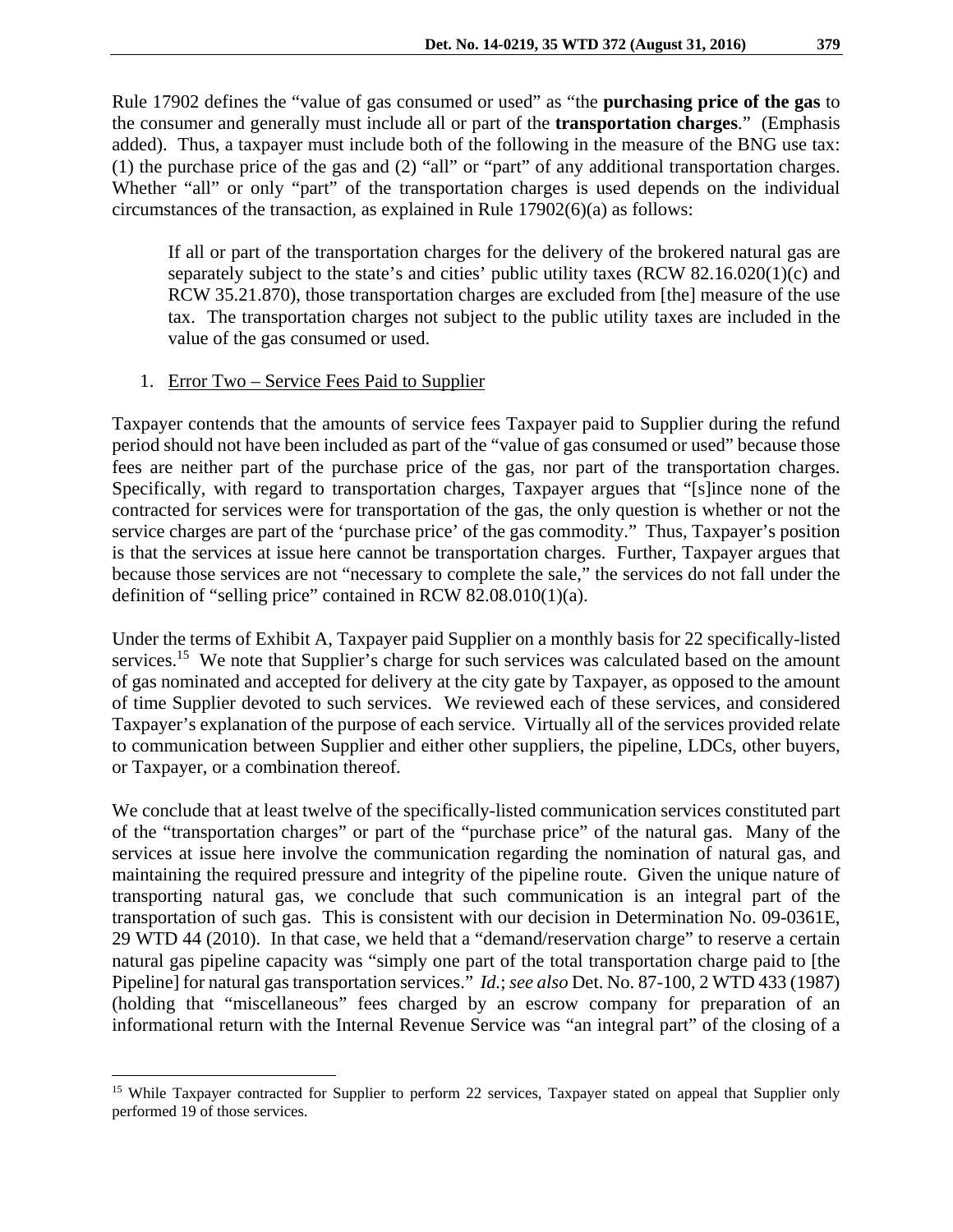Rule 17902 defines the "value of gas consumed or used" as "the **purchasing price of the gas** to the consumer and generally must include all or part of the **transportation charges**." (Emphasis added). Thus, a taxpayer must include both of the following in the measure of the BNG use tax: (1) the purchase price of the gas and (2) "all" or "part" of any additional transportation charges. Whether "all" or only "part" of the transportation charges is used depends on the individual circumstances of the transaction, as explained in Rule 17902(6)(a) as follows:

> If all or part of the transportation charges for the delivery of the brokered natural gas are separately subject to the state's and cities' public utility taxes (RCW 82.16.020(1)(c) and RCW 35.21.870), those transportation charges are excluded from [the] measure of the use tax. The transportation charges not subject to the public utility taxes are included in the value of the gas consumed or used.

1. Error Two – Service Fees Paid to Supplier

Taxpayer contends that the amounts of service fees Taxpayer paid to Supplier during the refund period should not have been included as part of the "value of gas consumed or used" because those fees are neither part of the purchase price of the gas, nor part of the transportation charges. Specifically, with regard to transportation charges, Taxpayer argues that "[s]ince none of the contracted for services were for transportation of the gas, the only question is whether or not the service charges are part of the 'purchase price' of the gas commodity." Thus, Taxpayer's position is that the services at issue here cannot be transportation charges. Further, Taxpayer argues that because those services are not "necessary to complete the sale," the services do not fall under the definition of "selling price" contained in RCW 82.08.010(1)(a).

Under the terms of Exhibit A, Taxpayer paid Supplier on a monthly basis for 22 specifically-listed services.[15] We note that Supplier's charge for such services was calculated based on the amount of gas nominated and accepted for delivery at the city gate by Taxpayer, as opposed to the amount of time Supplier devoted to such services. We reviewed each of these services, and considered Taxpayer's explanation of the purpose of each service. Virtually all of the services provided relate to communication between Supplier and either other suppliers, the pipeline, LDCs, other buyers, or Taxpayer, or a combination thereof.

We conclude that at least twelve of the specifically-listed communication services constituted part of the "transportation charges" or part of the "purchase price" of the natural gas. Many of the services at issue here involve the communication regarding the nomination of natural gas, and maintaining the required pressure and integrity of the pipeline route. Given the unique nature of transporting natural gas, we conclude that such communication is an integral part of the transportation of such gas. This is consistent with our decision in Determination No. 09-0361E, 29 WTD 44 (2010). In that case, we held that a "demand/reservation charge" to reserve a certain natural gas pipeline capacity was "simply one part of the total transportation charge paid to [the Pipeline] for natural gas transportation services." *Id.*; *see also* Det. No. 87-100, 2 WTD 433 (1987) (holding that "miscellaneous" fees charged by an escrow company for preparation of an informational return with the Internal Revenue Service was "an integral part" of the closing of a

---

[15] While Taxpayer contracted for Supplier to perform 22 services, Taxpayer stated on appeal that Supplier only performed 19 of those services.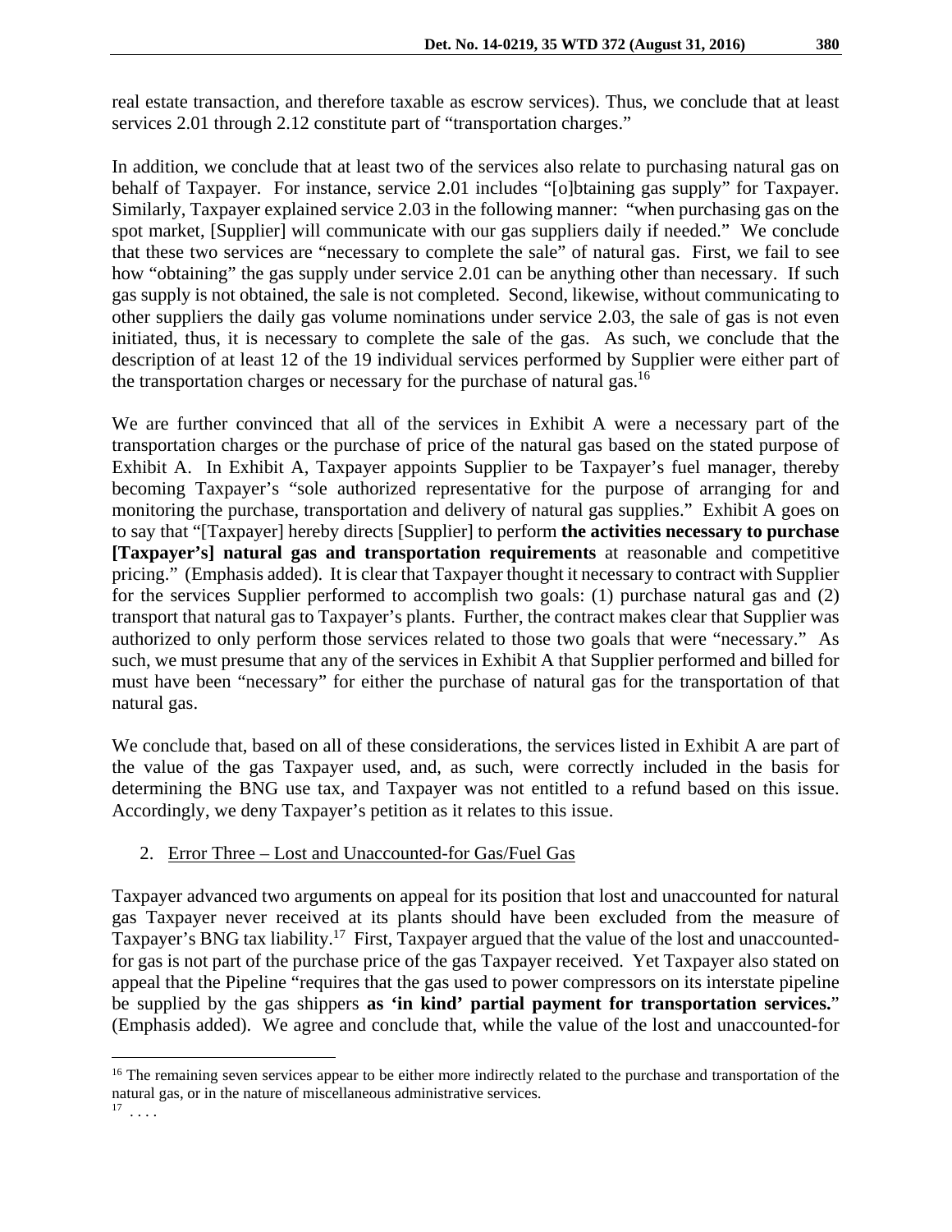real estate transaction, and therefore taxable as escrow services). Thus, we conclude that at least services 2.01 through 2.12 constitute part of "transportation charges."

In addition, we conclude that at least two of the services also relate to purchasing natural gas on behalf of Taxpayer. For instance, service 2.01 includes "[o]btaining gas supply" for Taxpayer. Similarly, Taxpayer explained service 2.03 in the following manner: "when purchasing gas on the spot market, [Supplier] will communicate with our gas suppliers daily if needed." We conclude that these two services are "necessary to complete the sale" of natural gas. First, we fail to see how "obtaining" the gas supply under service 2.01 can be anything other than necessary. If such gas supply is not obtained, the sale is not completed. Second, likewise, without communicating to other suppliers the daily gas volume nominations under service 2.03, the sale of gas is not even initiated, thus, it is necessary to complete the sale of the gas. As such, we conclude that the description of at least 12 of the 19 individual services performed by Supplier were either part of the transportation charges or necessary for the purchase of natural gas.[16]

We are further convinced that all of the services in Exhibit A were a necessary part of the transportation charges or the purchase of price of the natural gas based on the stated purpose of Exhibit A. In Exhibit A, Taxpayer appoints Supplier to be Taxpayer's fuel manager, thereby becoming Taxpayer's "sole authorized representative for the purpose of arranging for and monitoring the purchase, transportation and delivery of natural gas supplies." Exhibit A goes on to say that "[Taxpayer] hereby directs [Supplier] to perform **the activities necessary to purchase [Taxpayer's] natural gas and transportation requirements** at reasonable and competitive pricing." (Emphasis added). It is clear that Taxpayer thought it necessary to contract with Supplier for the services Supplier performed to accomplish two goals: (1) purchase natural gas and (2) transport that natural gas to Taxpayer's plants. Further, the contract makes clear that Supplier was authorized to only perform those services related to those two goals that were "necessary." As such, we must presume that any of the services in Exhibit A that Supplier performed and billed for must have been "necessary" for either the purchase of natural gas for the transportation of that natural gas.

We conclude that, based on all of these considerations, the services listed in Exhibit A are part of the value of the gas Taxpayer used, and, as such, were correctly included in the basis for determining the BNG use tax, and Taxpayer was not entitled to a refund based on this issue. Accordingly, we deny Taxpayer's petition as it relates to this issue.

2. Error Three – Lost and Unaccounted-for Gas/Fuel Gas

Taxpayer advanced two arguments on appeal for its position that lost and unaccounted for natural gas Taxpayer never received at its plants should have been excluded from the measure of Taxpayer's BNG tax liability.[17] First, Taxpayer argued that the value of the lost and unaccounted-for gas is not part of the purchase price of the gas Taxpayer received. Yet Taxpayer also stated on appeal that the Pipeline "requires that the gas used to power compressors on its interstate pipeline be supplied by the gas shippers **as 'in kind' partial payment for transportation services.**" (Emphasis added). We agree and conclude that, while the value of the lost and unaccounted-for

---

[16] The remaining seven services appear to be either more indirectly related to the purchase and transportation of the natural gas, or in the nature of miscellaneous administrative services.

[17] . . . .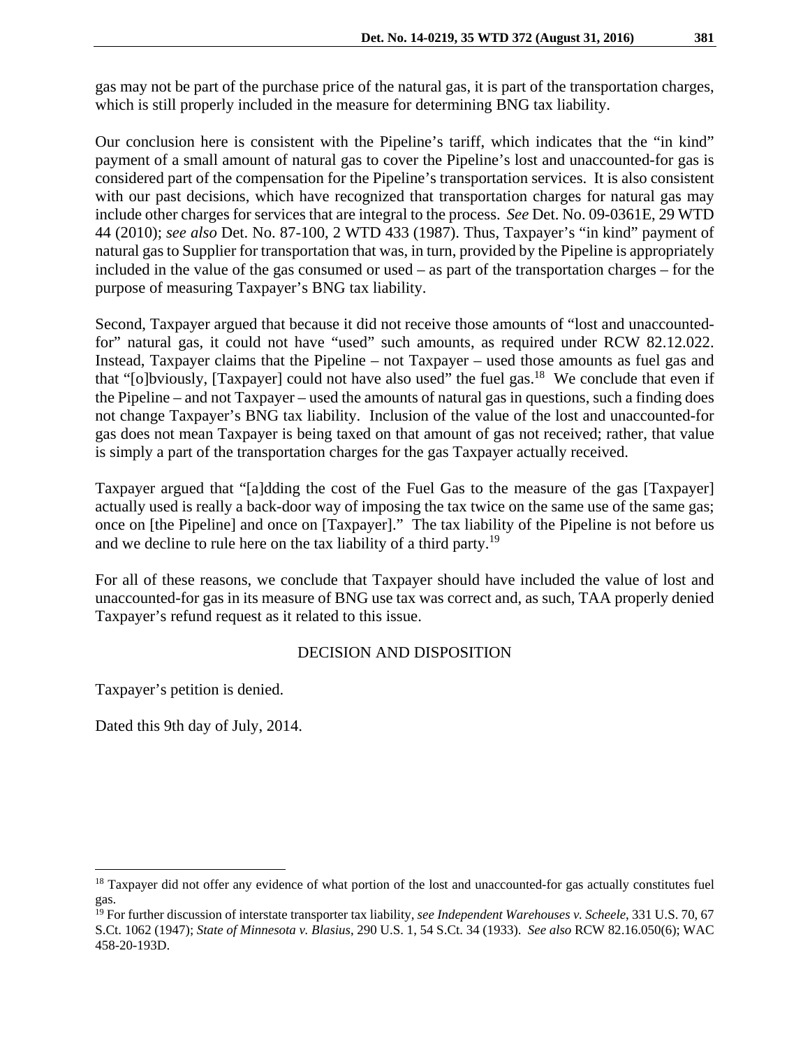gas may not be part of the purchase price of the natural gas, it is part of the transportation charges, which is still properly included in the measure for determining BNG tax liability.

Our conclusion here is consistent with the Pipeline's tariff, which indicates that the "in kind" payment of a small amount of natural gas to cover the Pipeline's lost and unaccounted-for gas is considered part of the compensation for the Pipeline's transportation services. It is also consistent with our past decisions, which have recognized that transportation charges for natural gas may include other charges for services that are integral to the process. *See* Det. No. 09-0361E, 29 WTD 44 (2010); *see also* Det. No. 87-100, 2 WTD 433 (1987). Thus, Taxpayer's "in kind" payment of natural gas to Supplier for transportation that was, in turn, provided by the Pipeline is appropriately included in the value of the gas consumed or used – as part of the transportation charges – for the purpose of measuring Taxpayer's BNG tax liability.

Second, Taxpayer argued that because it did not receive those amounts of "lost and unaccounted-for" natural gas, it could not have "used" such amounts, as required under RCW 82.12.022. Instead, Taxpayer claims that the Pipeline – not Taxpayer – used those amounts as fuel gas and that "[o]bviously, [Taxpayer] could not have also used" the fuel gas.[18] We conclude that even if the Pipeline – and not Taxpayer – used the amounts of natural gas in questions, such a finding does not change Taxpayer's BNG tax liability. Inclusion of the value of the lost and unaccounted-for gas does not mean Taxpayer is being taxed on that amount of gas not received; rather, that value is simply a part of the transportation charges for the gas Taxpayer actually received.

Taxpayer argued that "[a]dding the cost of the Fuel Gas to the measure of the gas [Taxpayer] actually used is really a back-door way of imposing the tax twice on the same use of the same gas; once on [the Pipeline] and once on [Taxpayer]." The tax liability of the Pipeline is not before us and we decline to rule here on the tax liability of a third party.[19]

For all of these reasons, we conclude that Taxpayer should have included the value of lost and unaccounted-for gas in its measure of BNG use tax was correct and, as such, TAA properly denied Taxpayer's refund request as it related to this issue.

## DECISION AND DISPOSITION

Taxpayer's petition is denied.

Dated this 9th day of July, 2014.

---

[18] Taxpayer did not offer any evidence of what portion of the lost and unaccounted-for gas actually constitutes fuel gas.

[19] For further discussion of interstate transporter tax liability, *see Independent Warehouses v. Scheele*, 331 U.S. 70, 67 S.Ct. 1062 (1947); *State of Minnesota v. Blasius*, 290 U.S. 1, 54 S.Ct. 34 (1933). *See also* RCW 82.16.050(6); WAC 458-20-193D.